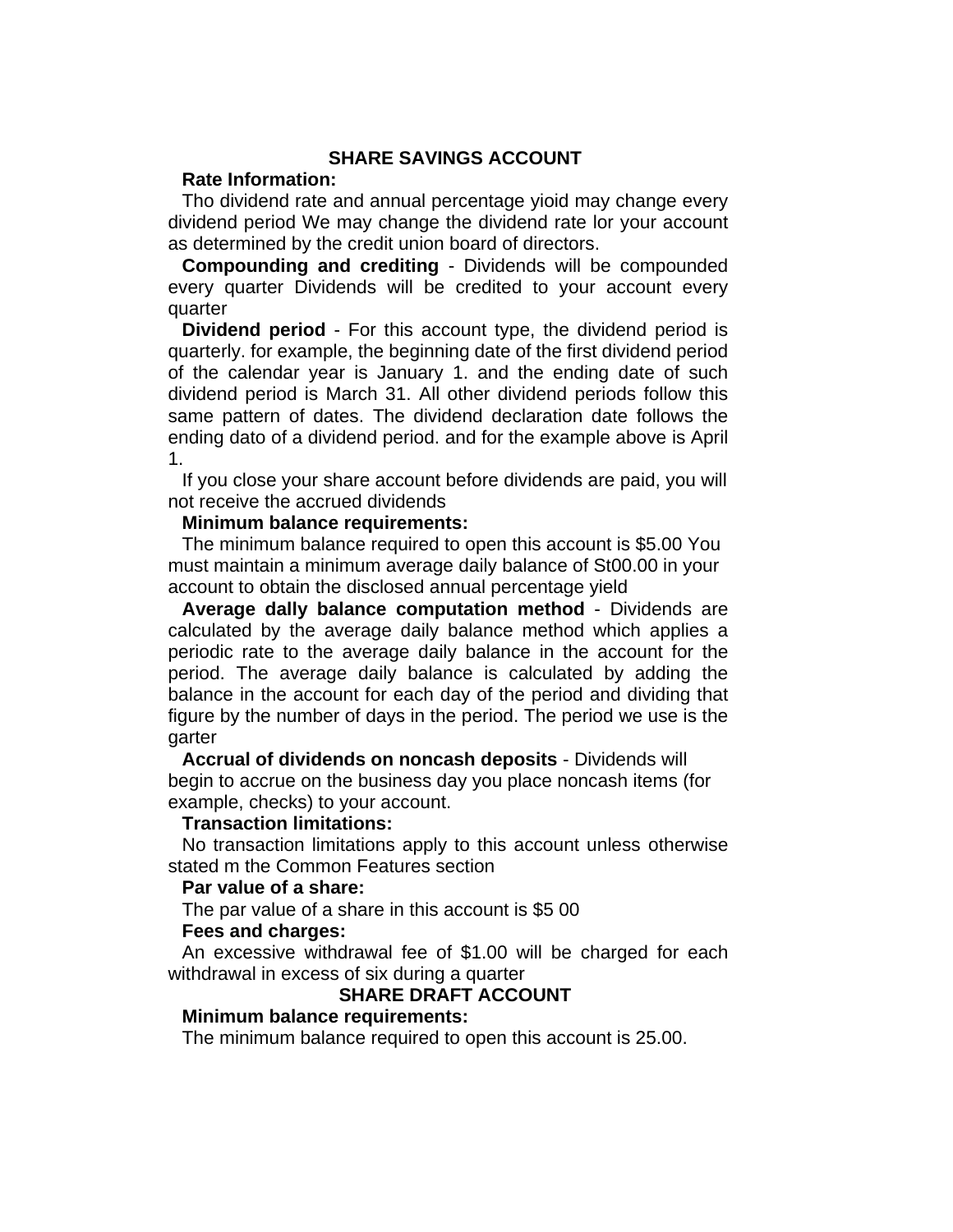## SHARE SAVINGS ACCOUNT

**Rate Information:**

Tho dividend rate and annual percentage yioid may change every dividend period We may change the dividend rate lor your account as determined by the credit union board of directors.

**Compounding and crediting** - Dividends will be compounded every quarter Dividends will be credited to your account every quarter

**Dividend period** - For this account type, the dividend period is quarterly. for example, the beginning date of the first dividend period of the calendar year is January 1. and the ending date of such dividend period is March 31. All other dividend periods follow this same pattern of dates. The dividend declaration date follows the ending dato of a dividend period. and for the example above is April 1.

If you close your share account before dividends are paid, you will not receive the accrued dividends

**Minimum balance requirements:**

The minimum balance required to open this account is $5.00 You must maintain a minimum average daily balance of St00.00 in your account to obtain the disclosed annual percentage yield

**Average dally balance computation method** - Dividends are calculated by the average daily balance method which applies a periodic rate to the average daily balance in the account for the period. The average daily balance is calculated by adding the balance in the account for each day of the period and dividing that figure by the number of days in the period. The period we use is the garter

**Accrual of dividends on noncash deposits** - Dividends will begin to accrue on the business day you place noncash items (for example, checks) to your account.

**Transaction limitations:**

No transaction limitations apply to this account unless otherwise stated m the Common Features section

**Par value of a share:**

The par value of a share in this account is $5 00

**Fees and charges:**

An excessive withdrawal fee of $1.00 will be charged for each withdrawal in excess of six during a quarter

## SHARE DRAFT ACCOUNT

**Minimum balance requirements:**

The minimum balance required to open this account is 25.00.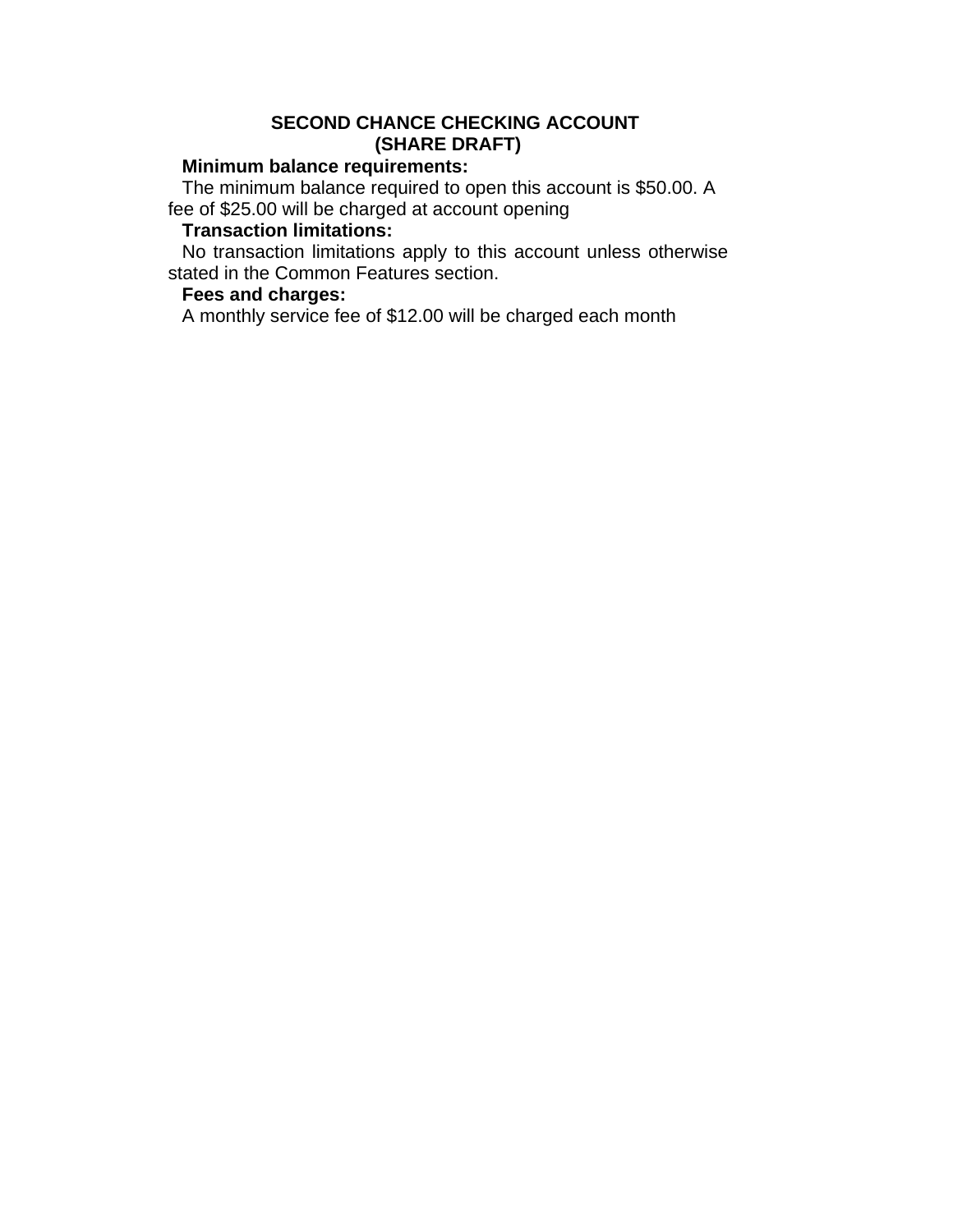## SECOND CHANCE CHECKING ACCOUNT
## (SHARE DRAFT)

**Minimum balance requirements:**

The minimum balance required to open this account is $50.00. A fee of $25.00 will be charged at account opening

**Transaction limitations:**

No transaction limitations apply to this account unless otherwise stated in the Common Features section.

**Fees and charges:**

A monthly service fee of $12.00 will be charged each month